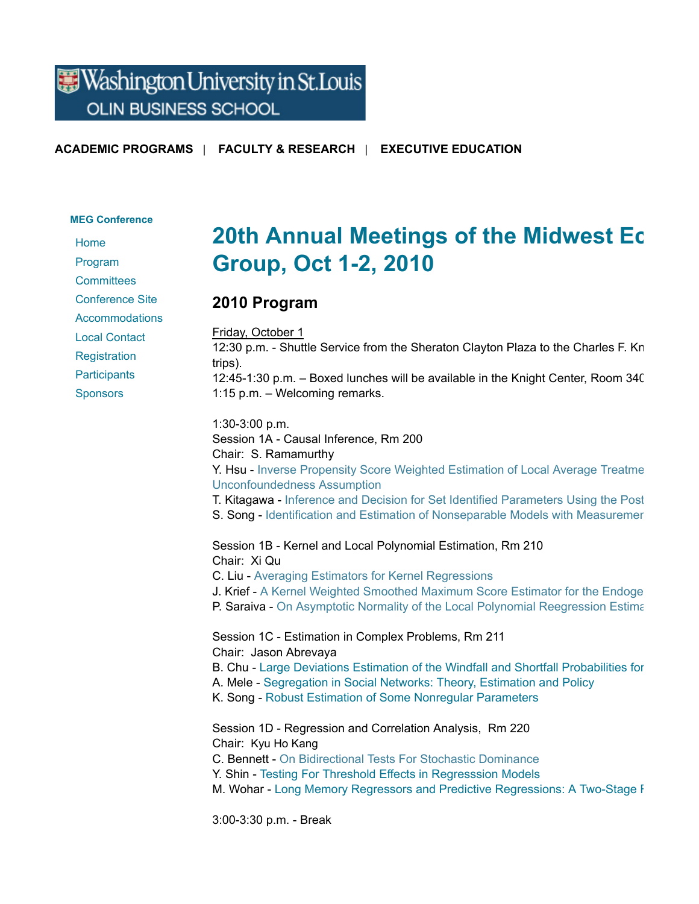Washington University in St. Louis
OLIN BUSINESS SCHOOL

**ACADEMIC PROGRAMS** | **FACULTY & RESEARCH** | **EXECUTIVE EDUCATION**

**MEG Conference**

- Home
- Program
- Committees
- Conference Site
- Accommodations
- Local Contact
- Registration
- Participants
- Sponsors

# 20th Annual Meetings of the Midwest Ec Group, Oct 1-2, 2010

## 2010 Program

Friday, October 1
12:30 p.m. - Shuttle Service from the Sheraton Clayton Plaza to the Charles F. Kn trips).
12:45-1:30 p.m. – Boxed lunches will be available in the Knight Center, Room 34C
1:15 p.m. – Welcoming remarks.

1:30-3:00 p.m.
Session 1A - Causal Inference, Rm 200
Chair: S. Ramamurthy
Y. Hsu - Inverse Propensity Score Weighted Estimation of Local Average Treatme Unconfoundedness Assumption
T. Kitagawa - Inference and Decision for Set Identified Parameters Using the Post
S. Song - Identification and Estimation of Nonseparable Models with Measuremer

Session 1B - Kernel and Local Polynomial Estimation, Rm 210
Chair: Xi Qu
C. Liu - Averaging Estimators for Kernel Regressions
J. Krief - A Kernel Weighted Smoothed Maximum Score Estimator for the Endoge
P. Saraiva - On Asymptotic Normality of the Local Polynomial Reegression Estima

Session 1C - Estimation in Complex Problems, Rm 211
Chair: Jason Abrevaya
B. Chu - Large Deviations Estimation of the Windfall and Shortfall Probabilities for
A. Mele - Segregation in Social Networks: Theory, Estimation and Policy
K. Song - Robust Estimation of Some Nonregular Parameters

Session 1D - Regression and Correlation Analysis, Rm 220
Chair: Kyu Ho Kang
C. Bennett - On Bidirectional Tests For Stochastic Dominance
Y. Shin - Testing For Threshold Effects in Regresssion Models
M. Wohar - Long Memory Regressors and Predictive Regressions: A Two-Stage F

3:00-3:30 p.m. - Break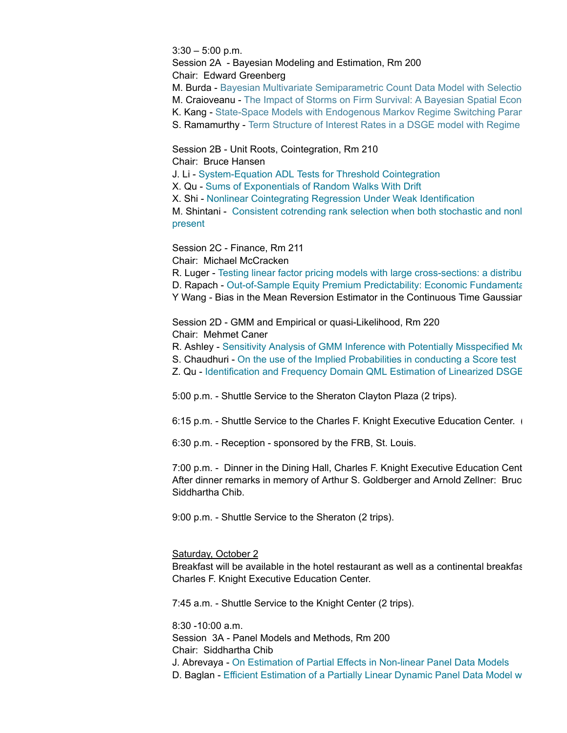3:30 – 5:00 p.m.
Session 2A - Bayesian Modeling and Estimation, Rm 200
Chair: Edward Greenberg
M. Burda - Bayesian Multivariate Semiparametric Count Data Model with Selectio
M. Craioveanu - The Impact of Storms on Firm Survival: A Bayesian Spatial Econ
K. Kang - State-Space Models with Endogenous Markov Regime Switching Param
S. Ramamurthy - Term Structure of Interest Rates in a DSGE model with Regime

Session 2B - Unit Roots, Cointegration, Rm 210
Chair: Bruce Hansen
J. Li - System-Equation ADL Tests for Threshold Cointegration
X. Qu - Sums of Exponentials of Random Walks With Drift
X. Shi - Nonlinear Cointegrating Regression Under Weak Identification
M. Shintani - Consistent cotrending rank selection when both stochastic and nonl present

Session 2C - Finance, Rm 211
Chair: Michael McCracken
R. Luger - Testing linear factor pricing models with large cross-sections: a distribu
D. Rapach - Out-of-Sample Equity Premium Predictability: Economic Fundamenta
Y Wang - Bias in the Mean Reversion Estimator in the Continuous Time Gaussian

Session 2D - GMM and Empirical or quasi-Likelihood, Rm 220
Chair: Mehmet Caner
R. Ashley - Sensitivity Analysis of GMM Inference with Potentially Misspecified Mo
S. Chaudhuri - On the use of the Implied Probabilities in conducting a Score test
Z. Qu - Identification and Frequency Domain QML Estimation of Linearized DSGE

5:00 p.m. - Shuttle Service to the Sheraton Clayton Plaza (2 trips).

6:15 p.m. - Shuttle Service to the Charles F. Knight Executive Education Center.

6:30 p.m. - Reception - sponsored by the FRB, St. Louis.

7:00 p.m. - Dinner in the Dining Hall, Charles F. Knight Executive Education Cent
After dinner remarks in memory of Arthur S. Goldberger and Arnold Zellner: Bruc
Siddhartha Chib.

9:00 p.m. - Shuttle Service to the Sheraton (2 trips).

Saturday, October 2
Breakfast will be available in the hotel restaurant as well as a continental breakfas
Charles F. Knight Executive Education Center.

7:45 a.m. - Shuttle Service to the Knight Center (2 trips).

8:30 -10:00 a.m.
Session 3A - Panel Models and Methods, Rm 200
Chair: Siddhartha Chib
J. Abrevaya - On Estimation of Partial Effects in Non-linear Panel Data Models
D. Baglan - Efficient Estimation of a Partially Linear Dynamic Panel Data Model w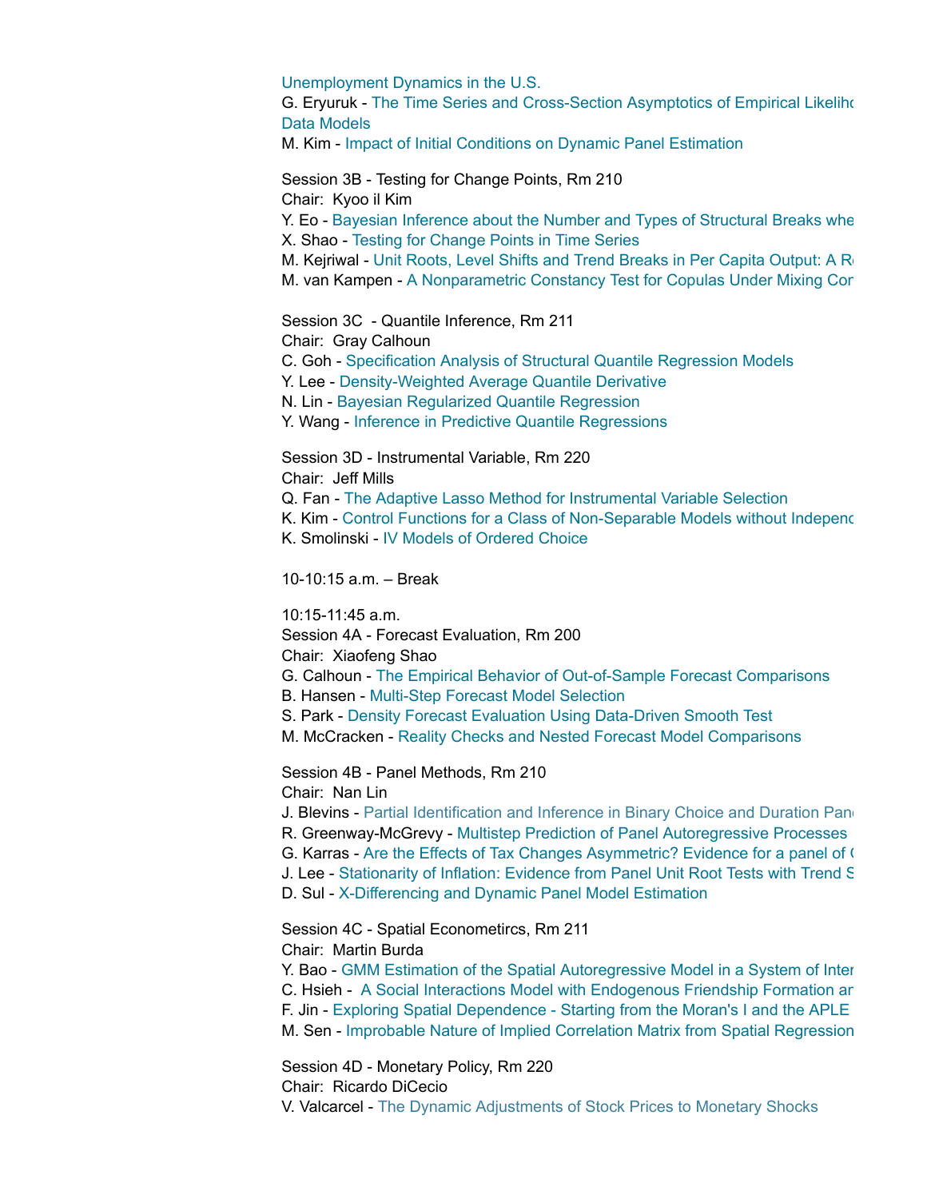Unemployment Dynamics in the U.S.

G. Eryuruk - The Time Series and Cross-Section Asymptotics of Empirical Likeliho Data Models

M. Kim - Impact of Initial Conditions on Dynamic Panel Estimation

Session 3B - Testing for Change Points, Rm 210

Chair: Kyoo il Kim

Y. Eo - Bayesian Inference about the Number and Types of Structural Breaks whe

X. Shao - Testing for Change Points in Time Series

M. Kejriwal - Unit Roots, Level Shifts and Trend Breaks in Per Capita Output: A R

M. van Kampen - A Nonparametric Constancy Test for Copulas Under Mixing Cor

Session 3C - Quantile Inference, Rm 211

Chair: Gray Calhoun

C. Goh - Specification Analysis of Structural Quantile Regression Models

Y. Lee - Density-Weighted Average Quantile Derivative

N. Lin - Bayesian Regularized Quantile Regression

Y. Wang - Inference in Predictive Quantile Regressions

Session 3D - Instrumental Variable, Rm 220

Chair: Jeff Mills

Q. Fan - The Adaptive Lasso Method for Instrumental Variable Selection

K. Kim - Control Functions for a Class of Non-Separable Models without Independ

K. Smolinski - IV Models of Ordered Choice

10-10:15 a.m. – Break

10:15-11:45 a.m.

Session 4A - Forecast Evaluation, Rm 200

Chair: Xiaofeng Shao

G. Calhoun - The Empirical Behavior of Out-of-Sample Forecast Comparisons

B. Hansen - Multi-Step Forecast Model Selection

S. Park - Density Forecast Evaluation Using Data-Driven Smooth Test

M. McCracken - Reality Checks and Nested Forecast Model Comparisons

Session 4B - Panel Methods, Rm 210

Chair: Nan Lin

J. Blevins - Partial Identification and Inference in Binary Choice and Duration Pan

R. Greenway-McGrevy - Multistep Prediction of Panel Autoregressive Processes

G. Karras - Are the Effects of Tax Changes Asymmetric? Evidence for a panel of C

J. Lee - Stationarity of Inflation: Evidence from Panel Unit Root Tests with Trend S

D. Sul - X-Differencing and Dynamic Panel Model Estimation

Session 4C - Spatial Econometircs, Rm 211

Chair: Martin Burda

Y. Bao - GMM Estimation of the Spatial Autoregressive Model in a System of Inter

C. Hsieh - A Social Interactions Model with Endogenous Friendship Formation ar

F. Jin - Exploring Spatial Dependence - Starting from the Moran's I and the APLE

M. Sen - Improbable Nature of Implied Correlation Matrix from Spatial Regression

Session 4D - Monetary Policy, Rm 220

Chair: Ricardo DiCecio

V. Valcarcel - The Dynamic Adjustments of Stock Prices to Monetary Shocks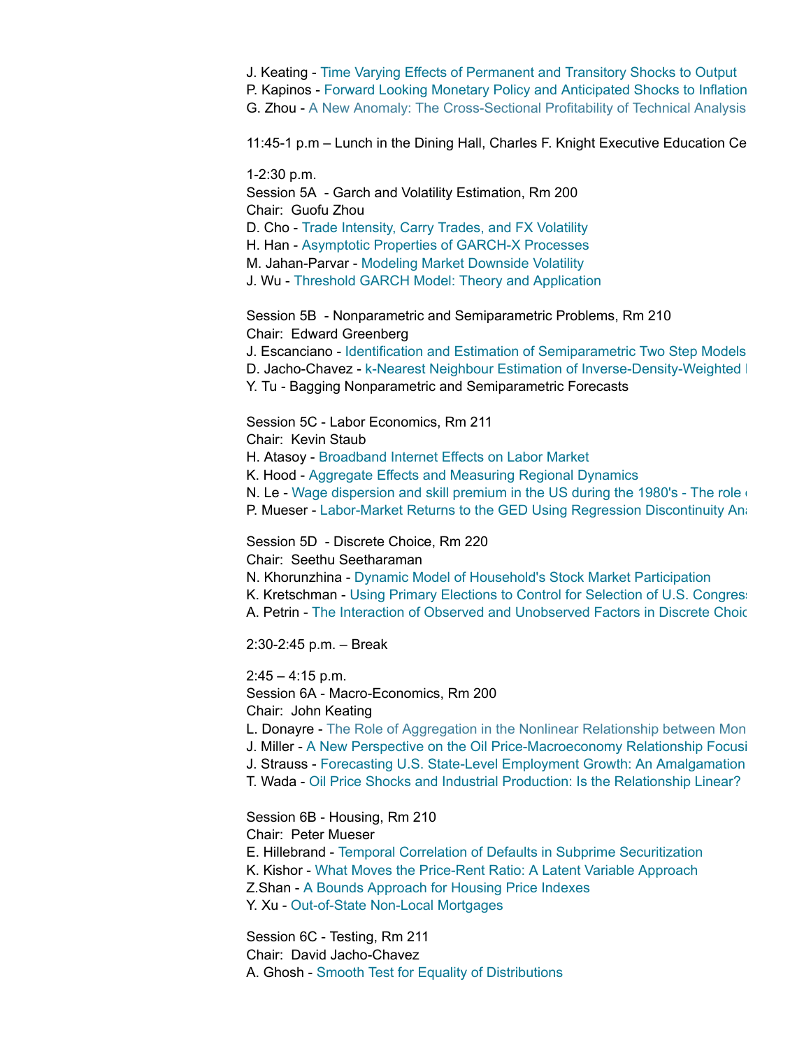J. Keating - Time Varying Effects of Permanent and Transitory Shocks to Output
P. Kapinos - Forward Looking Monetary Policy and Anticipated Shocks to Inflation
G. Zhou - A New Anomaly: The Cross-Sectional Profitability of Technical Analysis

11:45-1 p.m – Lunch in the Dining Hall, Charles F. Knight Executive Education Ce

1-2:30 p.m.
Session 5A - Garch and Volatility Estimation, Rm 200
Chair: Guofu Zhou
D. Cho - Trade Intensity, Carry Trades, and FX Volatility
H. Han - Asymptotic Properties of GARCH-X Processes
M. Jahan-Parvar - Modeling Market Downside Volatility
J. Wu - Threshold GARCH Model: Theory and Application

Session 5B - Nonparametric and Semiparametric Problems, Rm 210
Chair: Edward Greenberg
J. Escanciano - Identification and Estimation of Semiparametric Two Step Models
D. Jacho-Chavez - k-Nearest Neighbour Estimation of Inverse-Density-Weighted
Y. Tu - Bagging Nonparametric and Semiparametric Forecasts

Session 5C - Labor Economics, Rm 211
Chair: Kevin Staub
H. Atasoy - Broadband Internet Effects on Labor Market
K. Hood - Aggregate Effects and Measuring Regional Dynamics
N. Le - Wage dispersion and skill premium in the US during the 1980's - The role
P. Mueser - Labor-Market Returns to the GED Using Regression Discontinuity An

Session 5D - Discrete Choice, Rm 220
Chair: Seethu Seetharaman
N. Khorunzhina - Dynamic Model of Household's Stock Market Participation
K. Kretschman - Using Primary Elections to Control for Selection of U.S. Congress
A. Petrin - The Interaction of Observed and Unobserved Factors in Discrete Choic

2:30-2:45 p.m. – Break

2:45 – 4:15 p.m.
Session 6A - Macro-Economics, Rm 200
Chair: John Keating
L. Donayre - The Role of Aggregation in the Nonlinear Relationship between Mon
J. Miller - A New Perspective on the Oil Price-Macroeconomy Relationship Focusi
J. Strauss - Forecasting U.S. State-Level Employment Growth: An Amalgamation
T. Wada - Oil Price Shocks and Industrial Production: Is the Relationship Linear?

Session 6B - Housing, Rm 210
Chair: Peter Mueser
E. Hillebrand - Temporal Correlation of Defaults in Subprime Securitization
K. Kishor - What Moves the Price-Rent Ratio: A Latent Variable Approach
Z.Shan - A Bounds Approach for Housing Price Indexes
Y. Xu - Out-of-State Non-Local Mortgages

Session 6C - Testing, Rm 211
Chair: David Jacho-Chavez
A. Ghosh - Smooth Test for Equality of Distributions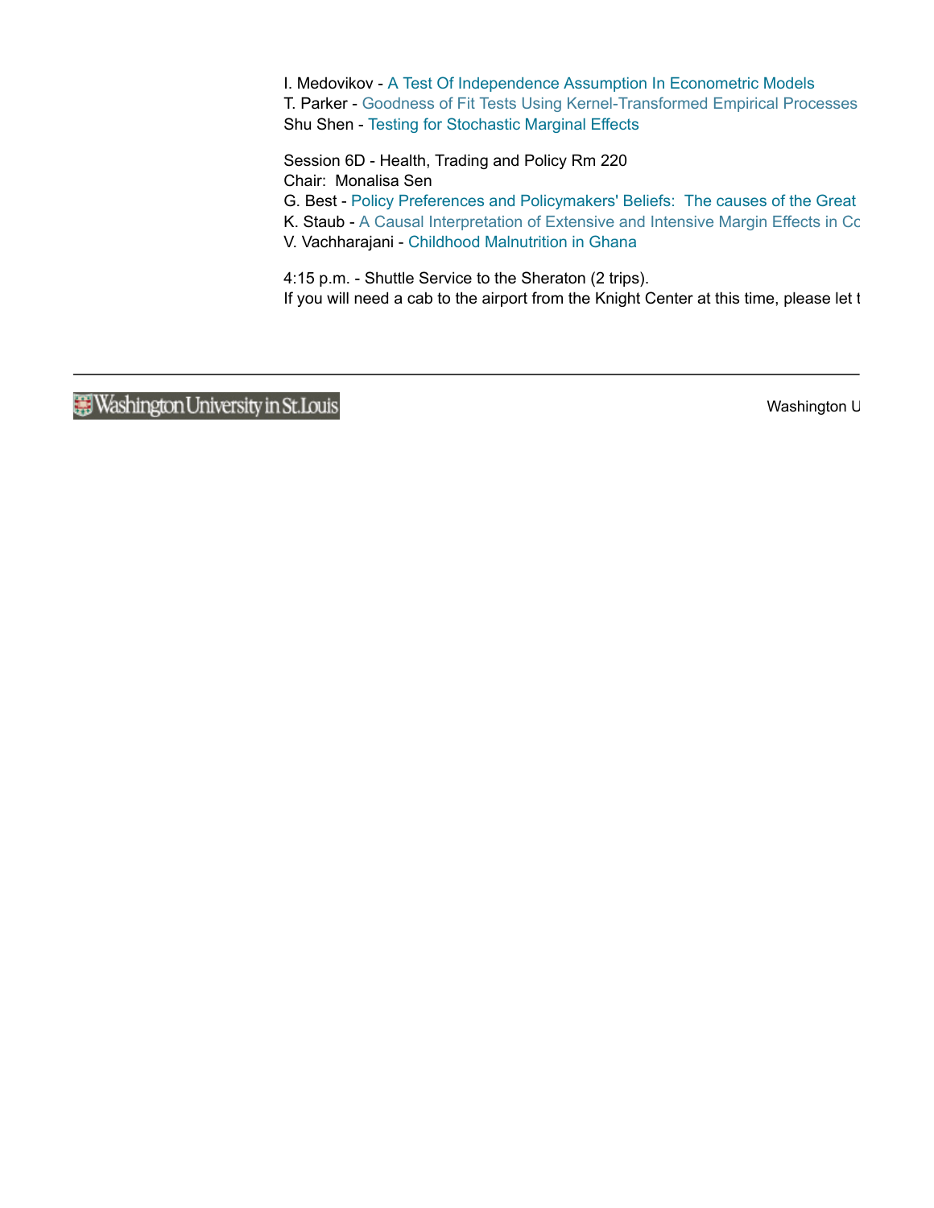I. Medovikov - A Test Of Independence Assumption In Econometric Models
T. Parker - Goodness of Fit Tests Using Kernel-Transformed Empirical Processes
Shu Shen - Testing for Stochastic Marginal Effects

Session 6D - Health, Trading and Policy Rm 220
Chair: Monalisa Sen
G. Best - Policy Preferences and Policymakers' Beliefs: The causes of the Great
K. Staub - A Causal Interpretation of Extensive and Intensive Margin Effects in Co
V. Vachharajani - Childhood Malnutrition in Ghana

4:15 p.m. - Shuttle Service to the Sheraton (2 trips).
If you will need a cab to the airport from the Knight Center at this time, please let t

Washington University in St.Louis

Washington U